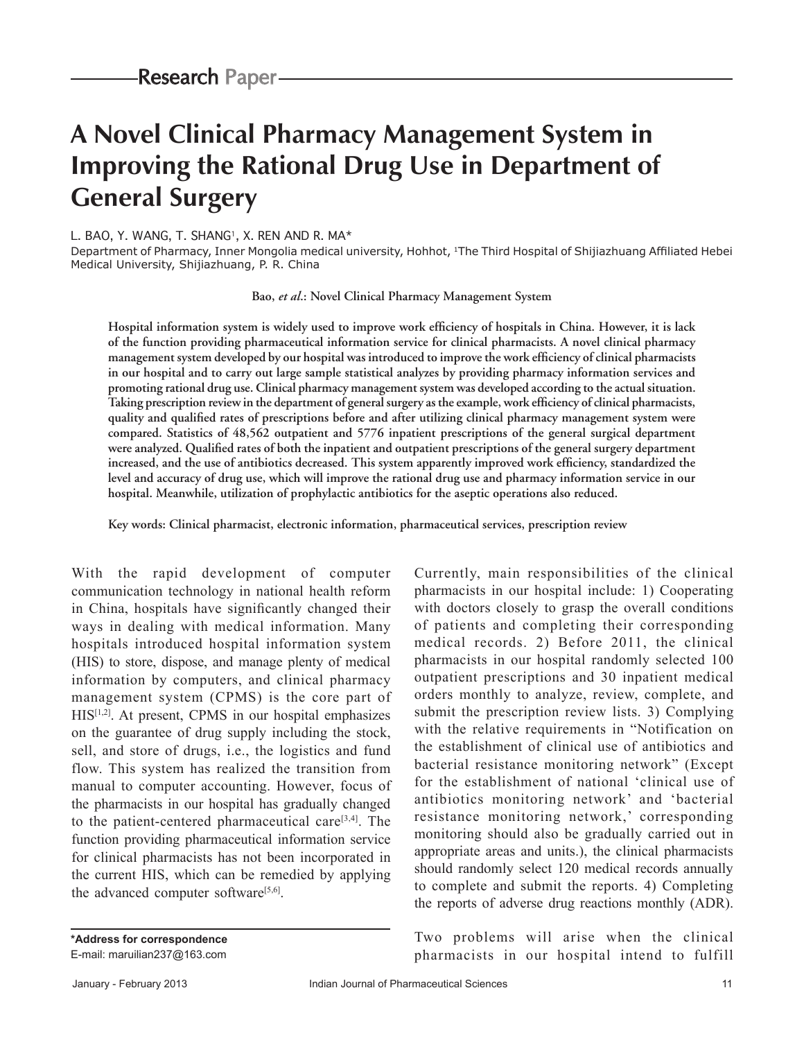Research Paper

# A Novel Clinical Pharmacy Management System in Improving the Rational Drug Use in Department of General Surgery

L. BAO, Y. WANG, T. SHANG[1], X. REN AND R. MA*

Department of Pharmacy, Inner Mongolia medical university, Hohhot, [1]The Third Hospital of Shijiazhuang Affiliated Hebei Medical University, Shijiazhuang, P. R. China

**Bao, *et al*.: Novel Clinical Pharmacy Management System**

**Hospital information system is widely used to improve work efficiency of hospitals in China. However, it is lack of the function providing pharmaceutical information service for clinical pharmacists. A novel clinical pharmacy management system developed by our hospital was introduced to improve the work efficiency of clinical pharmacists in our hospital and to carry out large sample statistical analyzes by providing pharmacy information services and promoting rational drug use. Clinical pharmacy management system was developed according to the actual situation. Taking prescription review in the department of general surgery as the example, work efficiency of clinical pharmacists, quality and qualified rates of prescriptions before and after utilizing clinical pharmacy management system were compared. Statistics of 48,562 outpatient and 5776 inpatient prescriptions of the general surgical department were analyzed. Qualified rates of both the inpatient and outpatient prescriptions of the general surgery department increased, and the use of antibiotics decreased. This system apparently improved work efficiency, standardized the level and accuracy of drug use, which will improve the rational drug use and pharmacy information service in our hospital. Meanwhile, utilization of prophylactic antibiotics for the aseptic operations also reduced.**

**Key words: Clinical pharmacist, electronic information, pharmaceutical services, prescription review**

With the rapid development of computer communication technology in national health reform in China, hospitals have significantly changed their ways in dealing with medical information. Many hospitals introduced hospital information system (HIS) to store, dispose, and manage plenty of medical information by computers, and clinical pharmacy management system (CPMS) is the core part of HIS[1,2]. At present, CPMS in our hospital emphasizes on the guarantee of drug supply including the stock, sell, and store of drugs, i.e., the logistics and fund flow. This system has realized the transition from manual to computer accounting. However, focus of the pharmacists in our hospital has gradually changed to the patient-centered pharmaceutical care[3,4]. The function providing pharmaceutical information service for clinical pharmacists has not been incorporated in the current HIS, which can be remedied by applying the advanced computer software[5,6].

Currently, main responsibilities of the clinical pharmacists in our hospital include: 1) Cooperating with doctors closely to grasp the overall conditions of patients and completing their corresponding medical records. 2) Before 2011, the clinical pharmacists in our hospital randomly selected 100 outpatient prescriptions and 30 inpatient medical orders monthly to analyze, review, complete, and submit the prescription review lists. 3) Complying with the relative requirements in "Notification on the establishment of clinical use of antibiotics and bacterial resistance monitoring network" (Except for the establishment of national 'clinical use of antibiotics monitoring network' and 'bacterial resistance monitoring network,' corresponding monitoring should also be gradually carried out in appropriate areas and units.), the clinical pharmacists should randomly select 120 medical records annually to complete and submit the reports. 4) Completing the reports of adverse drug reactions monthly (ADR).

Two problems will arise when the clinical pharmacists in our hospital intend to fulfill

**\*Address for correspondence**
E-mail: maruilian237@163.com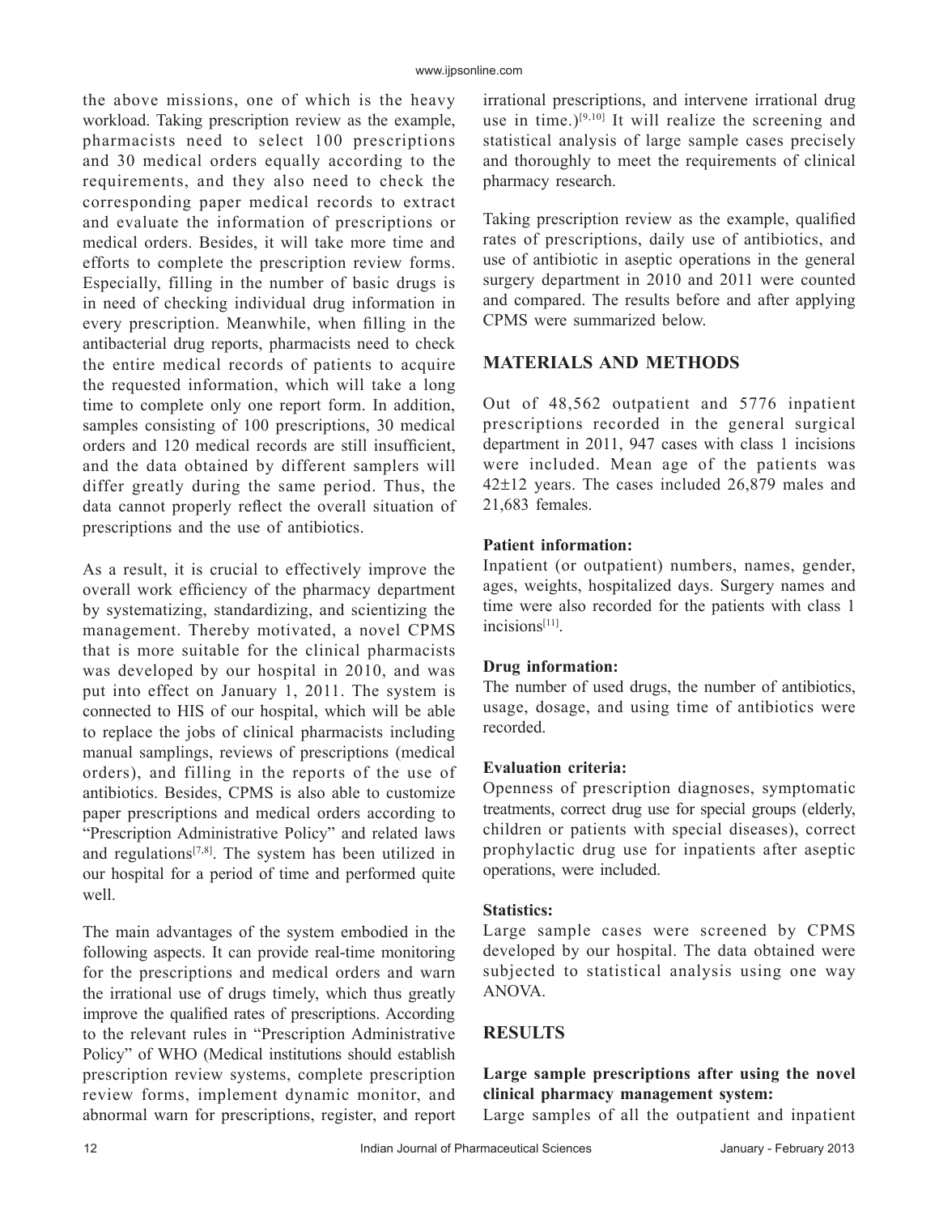the above missions, one of which is the heavy workload. Taking prescription review as the example, pharmacists need to select 100 prescriptions and 30 medical orders equally according to the requirements, and they also need to check the corresponding paper medical records to extract and evaluate the information of prescriptions or medical orders. Besides, it will take more time and efforts to complete the prescription review forms. Especially, filling in the number of basic drugs is in need of checking individual drug information in every prescription. Meanwhile, when filling in the antibacterial drug reports, pharmacists need to check the entire medical records of patients to acquire the requested information, which will take a long time to complete only one report form. In addition, samples consisting of 100 prescriptions, 30 medical orders and 120 medical records are still insufficient, and the data obtained by different samplers will differ greatly during the same period. Thus, the data cannot properly reflect the overall situation of prescriptions and the use of antibiotics.

As a result, it is crucial to effectively improve the overall work efficiency of the pharmacy department by systematizing, standardizing, and scientizing the management. Thereby motivated, a novel CPMS that is more suitable for the clinical pharmacists was developed by our hospital in 2010, and was put into effect on January 1, 2011. The system is connected to HIS of our hospital, which will be able to replace the jobs of clinical pharmacists including manual samplings, reviews of prescriptions (medical orders), and filling in the reports of the use of antibiotics. Besides, CPMS is also able to customize paper prescriptions and medical orders according to "Prescription Administrative Policy" and related laws and regulations[7,8]. The system has been utilized in our hospital for a period of time and performed quite well.

The main advantages of the system embodied in the following aspects. It can provide real-time monitoring for the prescriptions and medical orders and warn the irrational use of drugs timely, which thus greatly improve the qualified rates of prescriptions. According to the relevant rules in "Prescription Administrative Policy" of WHO (Medical institutions should establish prescription review systems, complete prescription review forms, implement dynamic monitor, and abnormal warn for prescriptions, register, and report irrational prescriptions, and intervene irrational drug use in time.)[9,10] It will realize the screening and statistical analysis of large sample cases precisely and thoroughly to meet the requirements of clinical pharmacy research.

Taking prescription review as the example, qualified rates of prescriptions, daily use of antibiotics, and use of antibiotic in aseptic operations in the general surgery department in 2010 and 2011 were counted and compared. The results before and after applying CPMS were summarized below.

## MATERIALS AND METHODS

Out of 48,562 outpatient and 5776 inpatient prescriptions recorded in the general surgical department in 2011, 947 cases with class 1 incisions were included. Mean age of the patients was 42±12 years. The cases included 26,879 males and 21,683 females.

**Patient information:**
Inpatient (or outpatient) numbers, names, gender, ages, weights, hospitalized days. Surgery names and time were also recorded for the patients with class 1 incisions[11].

**Drug information:**
The number of used drugs, the number of antibiotics, usage, dosage, and using time of antibiotics were recorded.

**Evaluation criteria:**
Openness of prescription diagnoses, symptomatic treatments, correct drug use for special groups (elderly, children or patients with special diseases), correct prophylactic drug use for inpatients after aseptic operations, were included.

**Statistics:**
Large sample cases were screened by CPMS developed by our hospital. The data obtained were subjected to statistical analysis using one way ANOVA.

## RESULTS

**Large sample prescriptions after using the novel clinical pharmacy management system:**
Large samples of all the outpatient and inpatient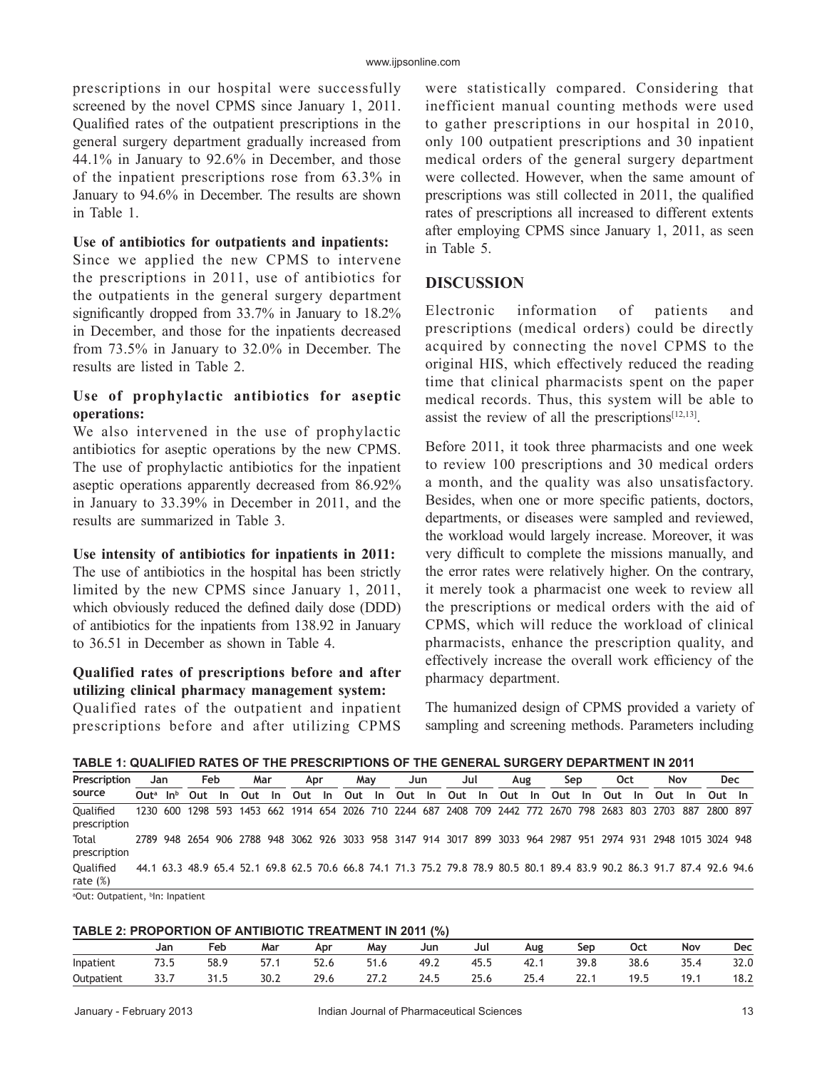prescriptions in our hospital were successfully screened by the novel CPMS since January 1, 2011. Qualified rates of the outpatient prescriptions in the general surgery department gradually increased from 44.1% in January to 92.6% in December, and those of the inpatient prescriptions rose from 63.3% in January to 94.6% in December. The results are shown in Table 1.

**Use of antibiotics for outpatients and inpatients:**
Since we applied the new CPMS to intervene the prescriptions in 2011, use of antibiotics for the outpatients in the general surgery department significantly dropped from 33.7% in January to 18.2% in December, and those for the inpatients decreased from 73.5% in January to 32.0% in December. The results are listed in Table 2.

**Use of prophylactic antibiotics for aseptic operations:**
We also intervened in the use of prophylactic antibiotics for aseptic operations by the new CPMS. The use of prophylactic antibiotics for the inpatient aseptic operations apparently decreased from 86.92% in January to 33.39% in December in 2011, and the results are summarized in Table 3.

**Use intensity of antibiotics for inpatients in 2011:**
The use of antibiotics in the hospital has been strictly limited by the new CPMS since January 1, 2011, which obviously reduced the defined daily dose (DDD) of antibiotics for the inpatients from 138.92 in January to 36.51 in December as shown in Table 4.

**Qualified rates of prescriptions before and after utilizing clinical pharmacy management system:**
Qualified rates of the outpatient and inpatient prescriptions before and after utilizing CPMS were statistically compared. Considering that inefficient manual counting methods were used to gather prescriptions in our hospital in 2010, only 100 outpatient prescriptions and 30 inpatient medical orders of the general surgery department were collected. However, when the same amount of prescriptions was still collected in 2011, the qualified rates of prescriptions all increased to different extents after employing CPMS since January 1, 2011, as seen in Table 5.

## DISCUSSION

Electronic information of patients and prescriptions (medical orders) could be directly acquired by connecting the novel CPMS to the original HIS, which effectively reduced the reading time that clinical pharmacists spent on the paper medical records. Thus, this system will be able to assist the review of all the prescriptions[12,13].

Before 2011, it took three pharmacists and one week to review 100 prescriptions and 30 medical orders a month, and the quality was also unsatisfactory. Besides, when one or more specific patients, doctors, departments, or diseases were sampled and reviewed, the workload would largely increase. Moreover, it was very difficult to complete the missions manually, and the error rates were relatively higher. On the contrary, it merely took a pharmacist one week to review all the prescriptions or medical orders with the aid of CPMS, which will reduce the workload of clinical pharmacists, enhance the prescription quality, and effectively increase the overall work efficiency of the pharmacy department.

The humanized design of CPMS provided a variety of sampling and screening methods. Parameters including

**TABLE 1: QUALIFIED RATES OF THE PRESCRIPTIONS OF THE GENERAL SURGERY DEPARTMENT IN 2011**

| Prescription source | Jan | | Feb | | Mar | | Apr | | May | | Jun | | Jul | | Aug | | Sep | | Oct | | Nov | | Dec | |
|---|---|---|---|---|---|---|---|---|---|---|---|---|---|---|---|---|---|---|---|---|---|---|---|---|
| | Out[a] | In[b] | Out | In | Out | In | Out | In | Out | In | Out | In | Out | In | Out | In | Out | In | Out | In | Out | In | Out | In |
| Qualified prescription | 1230 | 600 | 1298 | 593 | 1453 | 662 | 1914 | 654 | 2026 | 710 | 2244 | 687 | 2408 | 709 | 2442 | 772 | 2670 | 798 | 2683 | 803 | 2703 | 887 | 2800 | 897 |
| Total prescription | 2789 | 948 | 2654 | 906 | 2788 | 948 | 3062 | 926 | 3033 | 958 | 3147 | 914 | 3017 | 899 | 3033 | 964 | 2987 | 951 | 2974 | 931 | 2948 | 1015 | 3024 | 948 |
| Qualified rate (%) | 44.1 | 63.3 | 48.9 | 65.4 | 52.1 | 69.8 | 62.5 | 70.6 | 66.8 | 74.1 | 71.3 | 75.2 | 79.8 | 78.9 | 80.5 | 80.1 | 89.4 | 83.9 | 90.2 | 86.3 | 91.7 | 87.4 | 92.6 | 94.6 |

[a]Out: Outpatient, [b]In: Inpatient

**TABLE 2: PROPORTION OF ANTIBIOTIC TREATMENT IN 2011 (%)**

| | Jan | Feb | Mar | Apr | May | Jun | Jul | Aug | Sep | Oct | Nov | Dec |
|---|---|---|---|---|---|---|---|---|---|---|---|---|
| Inpatient | 73.5 | 58.9 | 57.1 | 52.6 | 51.6 | 49.2 | 45.5 | 42.1 | 39.8 | 38.6 | 35.4 | 32.0 |
| Outpatient | 33.7 | 31.5 | 30.2 | 29.6 | 27.2 | 24.5 | 25.6 | 25.4 | 22.1 | 19.5 | 19.1 | 18.2 |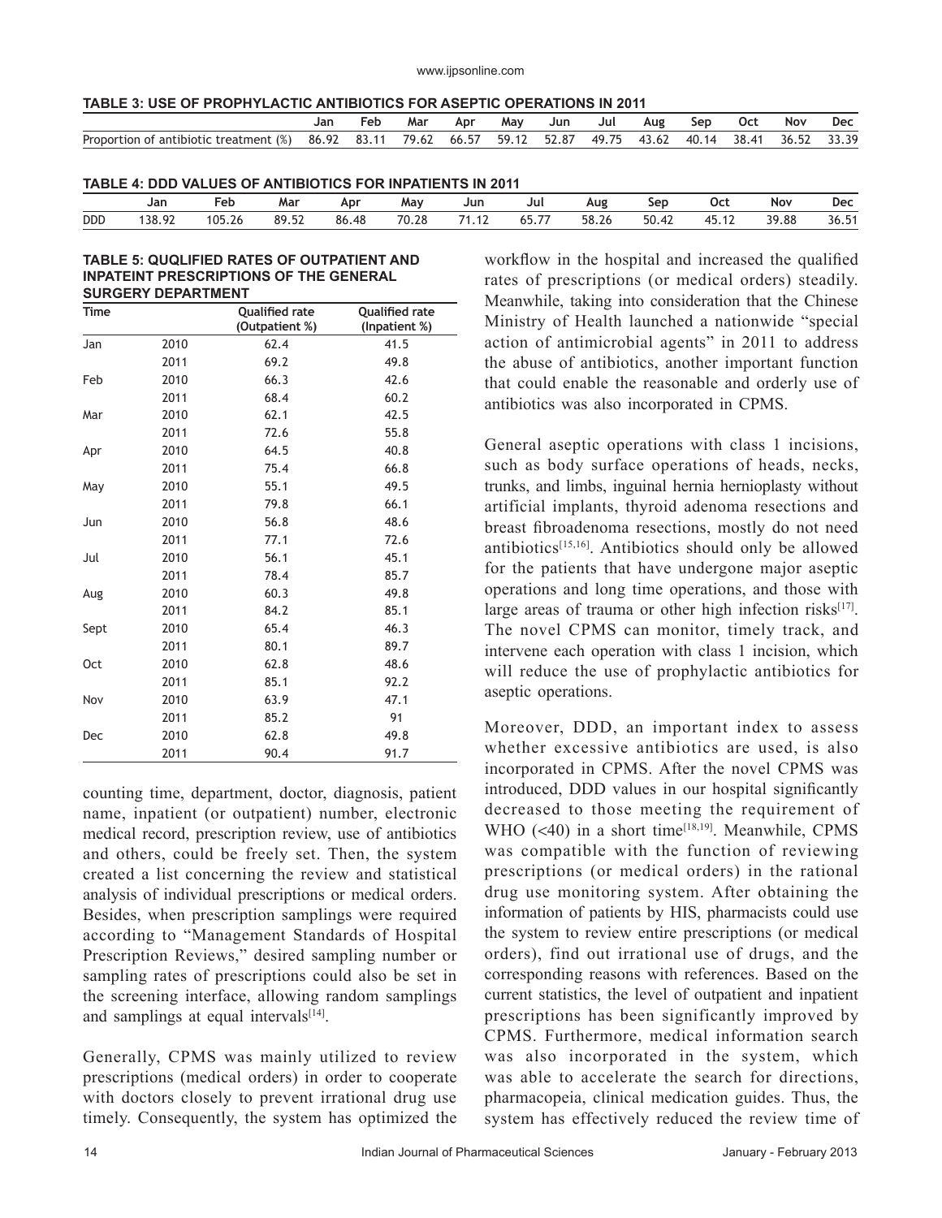**TABLE 3: USE OF PROPHYLACTIC ANTIBIOTICS FOR ASEPTIC OPERATIONS IN 2011**

| | Jan | Feb | Mar | Apr | May | Jun | Jul | Aug | Sep | Oct | Nov | Dec |
|---|---|---|---|---|---|---|---|---|---|---|---|---|
| Proportion of antibiotic treatment (%) | 86.92 | 83.11 | 79.62 | 66.57 | 59.12 | 52.87 | 49.75 | 43.62 | 40.14 | 38.41 | 36.52 | 33.39 |

**TABLE 4: DDD VALUES OF ANTIBIOTICS FOR INPATIENTS IN 2011**

| | Jan | Feb | Mar | Apr | May | Jun | Jul | Aug | Sep | Oct | Nov | Dec |
|---|---|---|---|---|---|---|---|---|---|---|---|---|
| DDD | 138.92 | 105.26 | 89.52 | 86.48 | 70.28 | 71.12 | 65.77 | 58.26 | 50.42 | 45.12 | 39.88 | 36.51 |

**TABLE 5: QUQLIFIED RATES OF OUTPATIENT AND INPATEINT PRESCRIPTIONS OF THE GENERAL SURGERY DEPARTMENT**

| Time | | Qualified rate (Outpatient %) | Qualified rate (Inpatient %) |
|---|---|---|---|
| Jan | 2010 | 62.4 | 41.5 |
| | 2011 | 69.2 | 49.8 |
| Feb | 2010 | 66.3 | 42.6 |
| | 2011 | 68.4 | 60.2 |
| Mar | 2010 | 62.1 | 42.5 |
| | 2011 | 72.6 | 55.8 |
| Apr | 2010 | 64.5 | 40.8 |
| | 2011 | 75.4 | 66.8 |
| May | 2010 | 55.1 | 49.5 |
| | 2011 | 79.8 | 66.1 |
| Jun | 2010 | 56.8 | 48.6 |
| | 2011 | 77.1 | 72.6 |
| Jul | 2010 | 56.1 | 45.1 |
| | 2011 | 78.4 | 85.7 |
| Aug | 2010 | 60.3 | 49.8 |
| | 2011 | 84.2 | 85.1 |
| Sept | 2010 | 65.4 | 46.3 |
| | 2011 | 80.1 | 89.7 |
| Oct | 2010 | 62.8 | 48.6 |
| | 2011 | 85.1 | 92.2 |
| Nov | 2010 | 63.9 | 47.1 |
| | 2011 | 85.2 | 91 |
| Dec | 2010 | 62.8 | 49.8 |
| | 2011 | 90.4 | 91.7 |

counting time, department, doctor, diagnosis, patient name, inpatient (or outpatient) number, electronic medical record, prescription review, use of antibiotics and others, could be freely set. Then, the system created a list concerning the review and statistical analysis of individual prescriptions or medical orders. Besides, when prescription samplings were required according to "Management Standards of Hospital Prescription Reviews," desired sampling number or sampling rates of prescriptions could also be set in the screening interface, allowing random samplings and samplings at equal intervals[14].

Generally, CPMS was mainly utilized to review prescriptions (medical orders) in order to cooperate with doctors closely to prevent irrational drug use timely. Consequently, the system has optimized the workflow in the hospital and increased the qualified rates of prescriptions (or medical orders) steadily. Meanwhile, taking into consideration that the Chinese Ministry of Health launched a nationwide "special action of antimicrobial agents" in 2011 to address the abuse of antibiotics, another important function that could enable the reasonable and orderly use of antibiotics was also incorporated in CPMS.

General aseptic operations with class 1 incisions, such as body surface operations of heads, necks, trunks, and limbs, inguinal hernia hernioplasty without artificial implants, thyroid adenoma resections and breast fibroadenoma resections, mostly do not need antibiotics[15,16]. Antibiotics should only be allowed for the patients that have undergone major aseptic operations and long time operations, and those with large areas of trauma or other high infection risks[17]. The novel CPMS can monitor, timely track, and intervene each operation with class 1 incision, which will reduce the use of prophylactic antibiotics for aseptic operations.

Moreover, DDD, an important index to assess whether excessive antibiotics are used, is also incorporated in CPMS. After the novel CPMS was introduced, DDD values in our hospital significantly decreased to those meeting the requirement of WHO (<40) in a short time[18,19]. Meanwhile, CPMS was compatible with the function of reviewing prescriptions (or medical orders) in the rational drug use monitoring system. After obtaining the information of patients by HIS, pharmacists could use the system to review entire prescriptions (or medical orders), find out irrational use of drugs, and the corresponding reasons with references. Based on the current statistics, the level of outpatient and inpatient prescriptions has been significantly improved by CPMS. Furthermore, medical information search was also incorporated in the system, which was able to accelerate the search for directions, pharmacopeia, clinical medication guides. Thus, the system has effectively reduced the review time of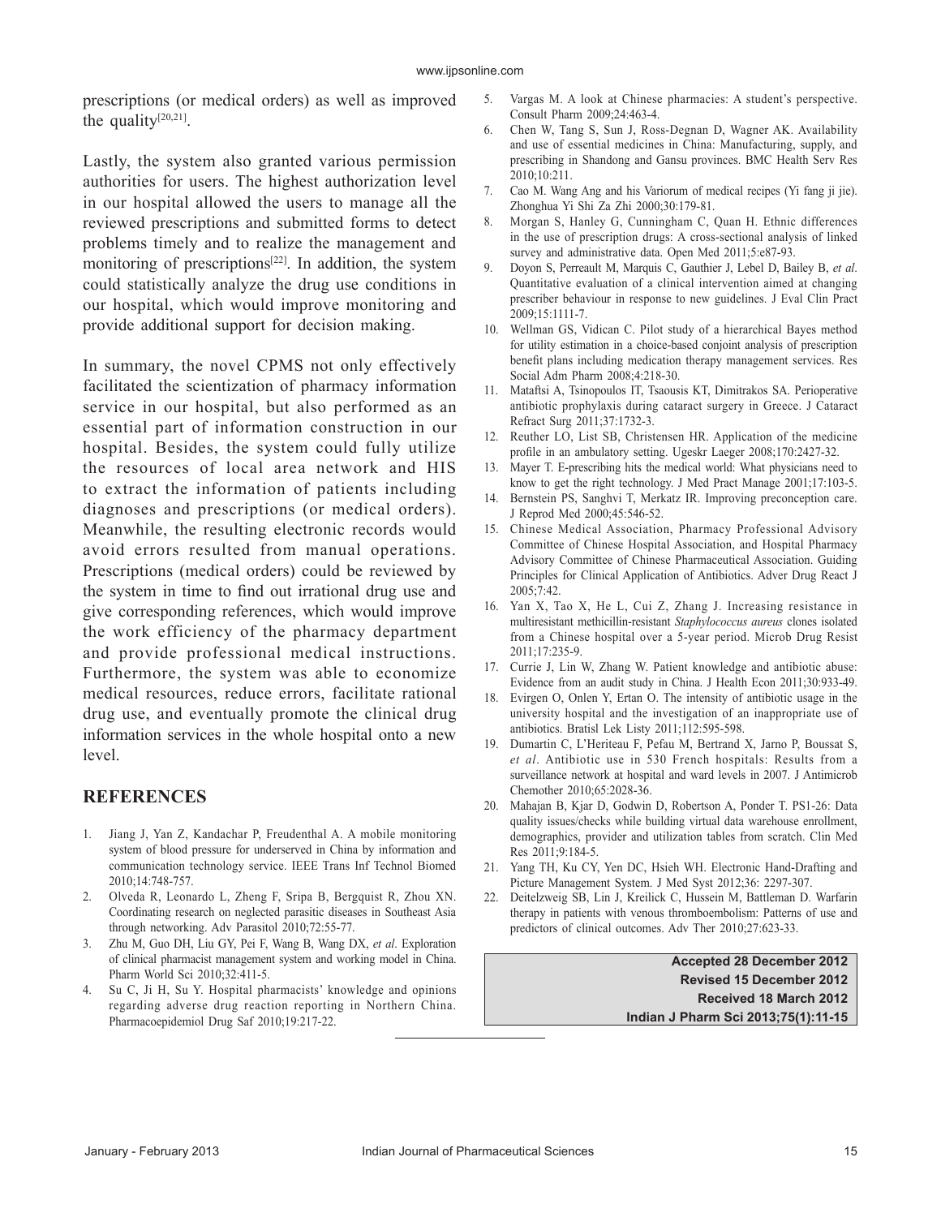prescriptions (or medical orders) as well as improved the quality[20,21].

Lastly, the system also granted various permission authorities for users. The highest authorization level in our hospital allowed the users to manage all the reviewed prescriptions and submitted forms to detect problems timely and to realize the management and monitoring of prescriptions[22]. In addition, the system could statistically analyze the drug use conditions in our hospital, which would improve monitoring and provide additional support for decision making.

In summary, the novel CPMS not only effectively facilitated the scientization of pharmacy information service in our hospital, but also performed as an essential part of information construction in our hospital. Besides, the system could fully utilize the resources of local area network and HIS to extract the information of patients including diagnoses and prescriptions (or medical orders). Meanwhile, the resulting electronic records would avoid errors resulted from manual operations. Prescriptions (medical orders) could be reviewed by the system in time to find out irrational drug use and give corresponding references, which would improve the work efficiency of the pharmacy department and provide professional medical instructions. Furthermore, the system was able to economize medical resources, reduce errors, facilitate rational drug use, and eventually promote the clinical drug information services in the whole hospital onto a new level.

## REFERENCES

1. Jiang J, Yan Z, Kandachar P, Freudenthal A. A mobile monitoring system of blood pressure for underserved in China by information and communication technology service. IEEE Trans Inf Technol Biomed 2010;14:748-757.
2. Olveda R, Leonardo L, Zheng F, Sripa B, Bergquist R, Zhou XN. Coordinating research on neglected parasitic diseases in Southeast Asia through networking. Adv Parasitol 2010;72:55-77.
3. Zhu M, Guo DH, Liu GY, Pei F, Wang B, Wang DX, *et al*. Exploration of clinical pharmacist management system and working model in China. Pharm World Sci 2010;32:411-5.
4. Su C, Ji H, Su Y. Hospital pharmacists' knowledge and opinions regarding adverse drug reaction reporting in Northern China. Pharmacoepidemiol Drug Saf 2010;19:217-22.
5. Vargas M. A look at Chinese pharmacies: A student's perspective. Consult Pharm 2009;24:463-4.
6. Chen W, Tang S, Sun J, Ross-Degnan D, Wagner AK. Availability and use of essential medicines in China: Manufacturing, supply, and prescribing in Shandong and Gansu provinces. BMC Health Serv Res 2010;10:211.
7. Cao M. Wang Ang and his Variorum of medical recipes (Yi fang ji jie). Zhonghua Yi Shi Za Zhi 2000;30:179-81.
8. Morgan S, Hanley G, Cunningham C, Quan H. Ethnic differences in the use of prescription drugs: A cross-sectional analysis of linked survey and administrative data. Open Med 2011;5:e87-93.
9. Doyon S, Perreault M, Marquis C, Gauthier J, Lebel D, Bailey B, *et al*. Quantitative evaluation of a clinical intervention aimed at changing prescriber behaviour in response to new guidelines. J Eval Clin Pract 2009;15:1111-7.
10. Wellman GS, Vidican C. Pilot study of a hierarchical Bayes method for utility estimation in a choice-based conjoint analysis of prescription benefit plans including medication therapy management services. Res Social Adm Pharm 2008;4:218-30.
11. Mataftsi A, Tsinopoulos IT, Tsaousis KT, Dimitrakos SA. Perioperative antibiotic prophylaxis during cataract surgery in Greece. J Cataract Refract Surg 2011;37:1732-3.
12. Reuther LO, List SB, Christensen HR. Application of the medicine profile in an ambulatory setting. Ugeskr Laeger 2008;170:2427-32.
13. Mayer T. E-prescribing hits the medical world: What physicians need to know to get the right technology. J Med Pract Manage 2001;17:103-5.
14. Bernstein PS, Sanghvi T, Merkatz IR. Improving preconception care. J Reprod Med 2000;45:546-52.
15. Chinese Medical Association, Pharmacy Professional Advisory Committee of Chinese Hospital Association, and Hospital Pharmacy Advisory Committee of Chinese Pharmaceutical Association. Guiding Principles for Clinical Application of Antibiotics. Adver Drug React J 2005;7:42.
16. Yan X, Tao X, He L, Cui Z, Zhang J. Increasing resistance in multiresistant methicillin-resistant *Staphylococcus aureus* clones isolated from a Chinese hospital over a 5-year period. Microb Drug Resist 2011;17:235-9.
17. Currie J, Lin W, Zhang W. Patient knowledge and antibiotic abuse: Evidence from an audit study in China. J Health Econ 2011;30:933-49.
18. Evirgen O, Onlen Y, Ertan O. The intensity of antibiotic usage in the university hospital and the investigation of an inappropriate use of antibiotics. Bratisl Lek Listy 2011;112:595-598.
19. Dumartin C, L'Heriteau F, Pefau M, Bertrand X, Jarno P, Boussat S, *et al*. Antibiotic use in 530 French hospitals: Results from a surveillance network at hospital and ward levels in 2007. J Antimicrob Chemother 2010;65:2028-36.
20. Mahajan B, Kjar D, Godwin D, Robertson A, Ponder T. PS1-26: Data quality issues/checks while building virtual data warehouse enrollment, demographics, provider and utilization tables from scratch. Clin Med Res 2011;9:184-5.
21. Yang TH, Ku CY, Yen DC, Hsieh WH. Electronic Hand-Drafting and Picture Management System. J Med Syst 2012;36: 2297-307.
22. Deitelzweig SB, Lin J, Kreilick C, Hussein M, Battleman D. Warfarin therapy in patients with venous thromboembolism: Patterns of use and predictors of clinical outcomes. Adv Ther 2010;27:623-33.

**Accepted 28 December 2012**
**Revised 15 December 2012**
**Received 18 March 2012**
**Indian J Pharm Sci 2013;75(1):11-15**